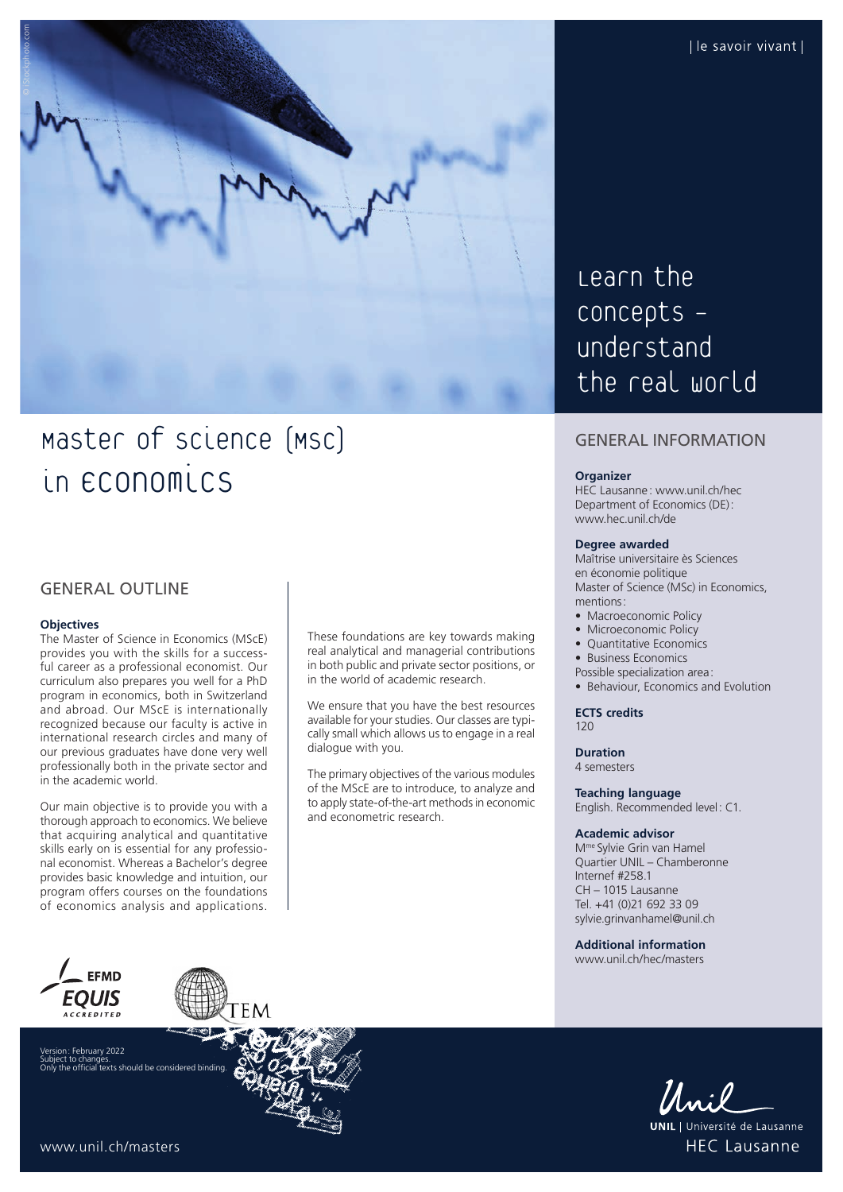| le savoir vivant |

# Master of Science (MSc) in Economics

## Learn the concepts – understand the real world

## GENERAL OUTLINE

**Objectives**

The Master of Science in Economics (MScE) provides you with the skills for a successful career as a professional economist. Our curriculum also prepares you well for a PhD program in economics, both in Switzerland and abroad. Our MScE is internationally recognized because our faculty is active in international research circles and many of our previous graduates have done very well professionally both in the private sector and in the academic world.

Our main objective is to provide you with a thorough approach to economics. We believe that acquiring analytical and quantitative skills early on is essential for any professional economist. Whereas a Bachelor's degree provides basic knowledge and intuition, our program offers courses on the foundations of economics analysis and applications.

These foundations are key towards making real analytical and managerial contributions in both public and private sector positions, or in the world of academic research.

We ensure that you have the best resources available for your studies. Our classes are typically small which allows us to engage in a real dialogue with you.

The primary objectives of the various modules of the MScE are to introduce, to analyze and to apply state-of-the-art methods in economic and econometric research.

## GENERAL INFORMATION

**Organizer**

HEC Lausanne: www.unil.ch/hec
Department of Economics (DE): www.hec.unil.ch/de

**Degree awarded**

Maîtrise universitaire ès Sciences en économie politique
Master of Science (MSc) in Economics, mentions:

- Macroeconomic Policy
- Microeconomic Policy
- Quantitative Economics
- Business Economics

Possible specialization area:

- Behaviour, Economics and Evolution

**ECTS credits**

120

**Duration**

4 semesters

**Teaching language**

English. Recommended level: C1.

**Academic advisor**

Mme Sylvie Grin van Hamel
Quartier UNIL – Chamberonne
Internef #258.1
CH – 1015 Lausanne
Tel. +41 (0)21 692 33 09
sylvie.grinvanhamel@unil.ch

**Additional information**

www.unil.ch/hec/masters

EFMD EQUIS ACCREDITED

TEM

Version: February 2022
Subject to changes.
Only the official texts should be considered binding.

www.unil.ch/masters

UNIL | Université de Lausanne
HEC Lausanne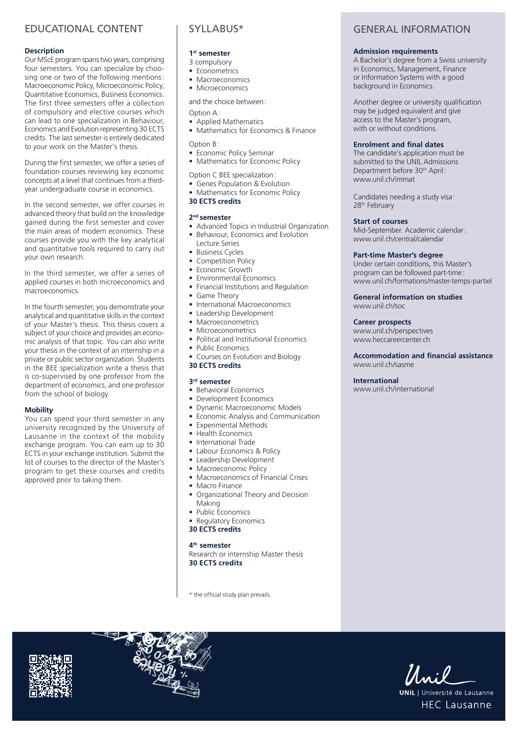## EDUCATIONAL CONTENT

**Description**

Our MScE program spans two years, comprising four semesters. You can specialize by choosing one or two of the following mentions: Macroeconomic Policy, Microeconomic Policy, Quantitative Economics, Business Economics. The first three semesters offer a collection of compulsory and elective courses which can lead to one specialization in Behaviour, Economics and Evolution representing 30 ECTS credits. The last semester is entirely dedicated to your work on the Master's thesis.

During the first semester, we offer a series of foundation courses reviewing key economic concepts at a level that continues from a third-year undergraduate course in economics.

In the second semester, we offer courses in advanced theory that build on the knowledge gained during the first semester and cover the main areas of modern economics. These courses provide you with the key analytical and quantitative tools required to carry out your own research.

In the third semester, we offer a series of applied courses in both microeconomics and macroeconomics.

In the fourth semester, you demonstrate your analytical and quantitative skills in the context of your Master's thesis. This thesis covers a subject of your choice and provides an economic analysis of that topic. You can also write your thesis in the context of an internship in a private or public sector organization. Students in the BEE specialization write a thesis that is co-supervised by one professor from the department of economics, and one professor from the school of biology.

**Mobility**

You can spend your third semester in any university recognized by the University of Lausanne in the context of the mobility exchange program. You can earn up to 30 ECTS in your exchange institution. Submit the list of courses to the director of the Master's program to get these courses and credits approved prior to taking them.

## SYLLABUS*

**1st semester**

3 compulsory

- Econometrics
- Macroeconomics
- Microeconomics

and the choice between:

Option A:

- Applied Mathematics
- Mathematics for Economics & Finance

Option B:

- Economic Policy Seminar
- Mathematics for Economic Policy

Option C BEE specialization:

- Genes Population & Evolution
- Mathematics for Economic Policy

**30 ECTS credits**

**2nd semester**

- Advanced Topics in Industrial Organization
- Behaviour, Economics and Evolution Lecture Series
- Business Cycles
- Competition Policy
- Economic Growth
- Environmental Economics
- Financial Institutions and Regulation
- Game Theory
- International Macroeconomics
- Leadership Development
- Macroeconometrics
- Microeconometrics
- Political and Institutional Economics
- Public Economics
- Courses on Evolution and Biology

**30 ECTS credits**

**3rd semester**

- Behavioral Economics
- Development Economics
- Dynamic Macroeconomic Models
- Economic Analysis and Communication
- Experimental Methods
- Health Economics
- International Trade
- Labour Economics & Policy
- Leadership Development
- Macroeconomic Policy
- Macroeconomics of Financial Crises
- Macro Finance
- Organizational Theory and Decision Making
- Public Economics
- Regulatory Economics

**30 ECTS credits**

**4th semester**

Research or internship Master thesis

**30 ECTS credits**

* the official study plan prevails.

## GENERAL INFORMATION

**Admission requirements**

A Bachelor's degree from a Swiss university in Economics, Management, Finance or Information Systems with a good background in Economics.

Another degree or university qualification may be judged equivalent and give access to the Master's program, with or without conditions.

**Enrolment and final dates**

The candidate's application must be submitted to the UNIL Admissions Department before 30th April: www.unil.ch/immat

Candidates needing a study visa: 28th February

**Start of courses**

Mid-September. Academic calendar: www.unil.ch/central/calendar

**Part-time Master's degree**

Under certain conditions, this Master's program can be followed part-time: www.unil.ch/formations/master-temps-partiel

**General information on studies**

www.unil.ch/soc

**Career prospects**

www.unil.ch/perspectives
www.heccareercenter.ch

**Accommodation and financial assistance**

www.unil.ch/sasme

**International**

www.unil.ch/international

UNIL | Université de Lausanne
HEC Lausanne